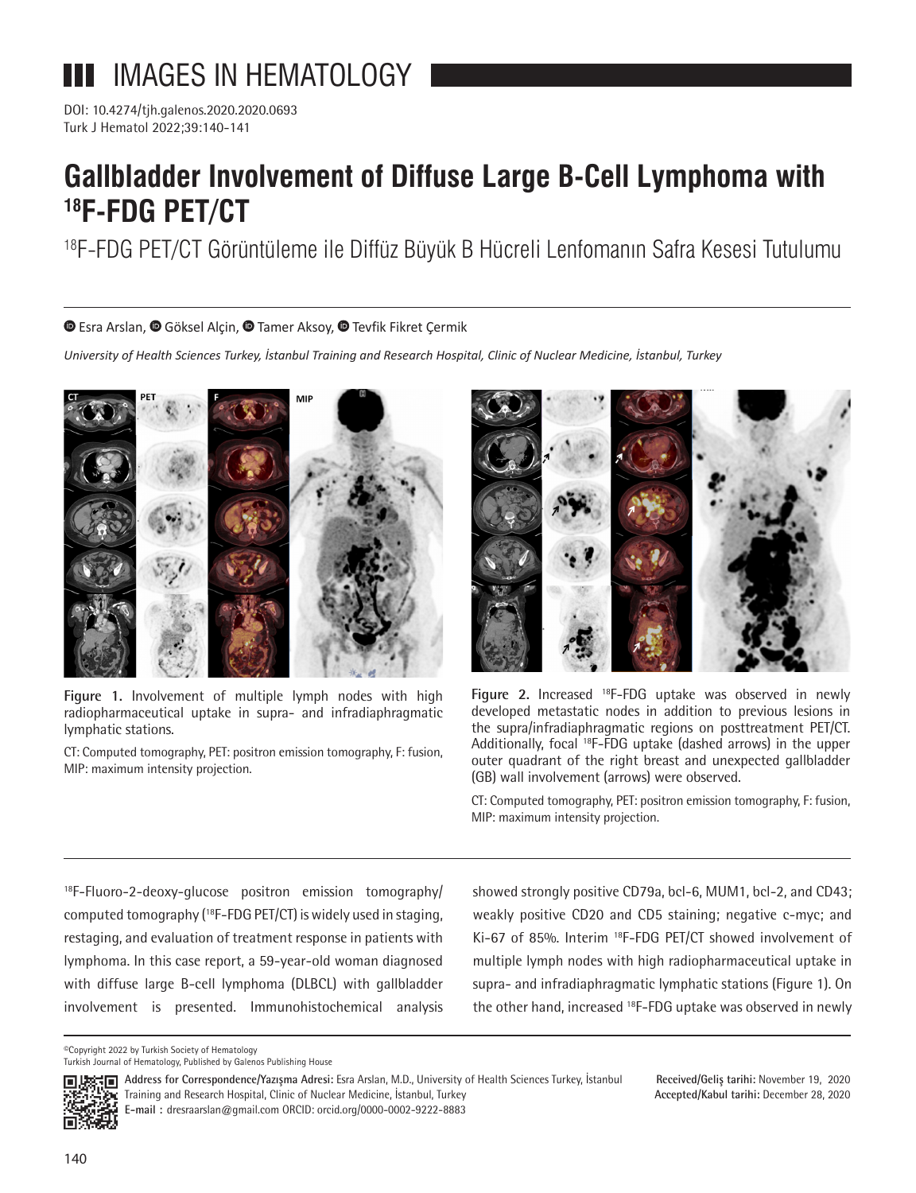# IMAGES IN HEMATOLOGY

DOI: 10.4274/tjh.galenos.2020.2020.0693

# Gallbladder Involvement of Diffuse Large B-Cell Lymphoma with $^{18}$F-FDG PET/CT

$^{18}$F-FDG PET/CT Görüntüleme ile Diffüz Büyük B Hücreli Lenfomanın Safra Kesesi Tutulumu

Esra Arslan, Göksel Alçin, Tamer Aksoy, Tevfik Fikret Çermik

*University of Health Sciences Turkey, İstanbul Training and Research Hospital, Clinic of Nuclear Medicine, İstanbul, Turkey*

**Figure 1.** Involvement of multiple lymph nodes with high radiopharmaceutical uptake in supra- and infradiaphragmatic lymphatic stations.

CT: Computed tomography, PET: positron emission tomography, F: fusion, MIP: maximum intensity projection.

**Figure 2.** Increased $^{18}$F-FDG uptake was observed in newly developed metastatic nodes in addition to previous lesions in the supra/infradiaphragmatic regions on posttreatment PET/CT. Additionally, focal $^{18}$F-FDG uptake (dashed arrows) in the upper outer quadrant of the right breast and unexpected gallbladder (GB) wall involvement (arrows) were observed.

CT: Computed tomography, PET: positron emission tomography, F: fusion, MIP: maximum intensity projection.

$^{18}$F-Fluoro-2-deoxy-glucose positron emission tomography/computed tomography ($^{18}$F-FDG PET/CT) is widely used in staging, restaging, and evaluation of treatment response in patients with lymphoma. In this case report, a 59-year-old woman diagnosed with diffuse large B-cell lymphoma (DLBCL) with gallbladder involvement is presented. Immunohistochemical analysis showed strongly positive CD79a, bcl-6, MUM1, bcl-2, and CD43; weakly positive CD20 and CD5 staining; negative c-myc; and Ki-67 of 85%. Interim $^{18}$F-FDG PET/CT showed involvement of multiple lymph nodes with high radiopharmaceutical uptake in supra- and infradiaphragmatic lymphatic stations (Figure 1). On the other hand, increased $^{18}$F-FDG uptake was observed in newly

©Copyright 2022 by Turkish Society of Hematology
Turkish Journal of Hematology, Published by Galenos Publishing House

**Address for Correspondence/Yazışma Adresi:** Esra Arslan, M.D., University of Health Sciences Turkey, İstanbul Training and Research Hospital, Clinic of Nuclear Medicine, İstanbul, Turkey
**E-mail :** dresraarslan@gmail.com ORCID: orcid.org/0000-0002-9222-8883

**Received/Geliş tarihi:** November 19, 2020
**Accepted/Kabul tarihi:** December 28, 2020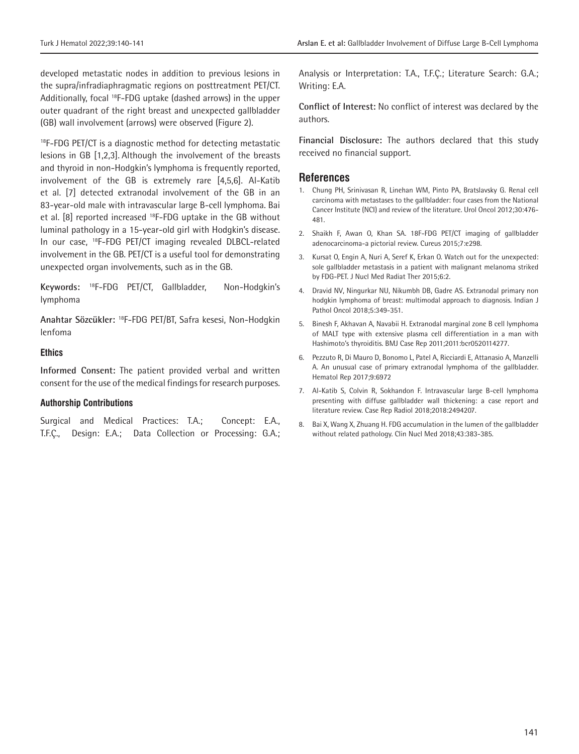developed metastatic nodes in addition to previous lesions in the supra/infradiaphragmatic regions on posttreatment PET/CT. Additionally, focal $^{18}$F-FDG uptake (dashed arrows) in the upper outer quadrant of the right breast and unexpected gallbladder (GB) wall involvement (arrows) were observed (Figure 2).

$^{18}$F-FDG PET/CT is a diagnostic method for detecting metastatic lesions in GB [1,2,3]. Although the involvement of the breasts and thyroid in non-Hodgkin's lymphoma is frequently reported, involvement of the GB is extremely rare [4,5,6]. Al-Katib et al. [7] detected extranodal involvement of the GB in an 83-year-old male with intravascular large B-cell lymphoma. Bai et al. [8] reported increased $^{18}$F-FDG uptake in the GB without luminal pathology in a 15-year-old girl with Hodgkin's disease. In our case, $^{18}$F-FDG PET/CT imaging revealed DLBCL-related involvement in the GB. PET/CT is a useful tool for demonstrating unexpected organ involvements, such as in the GB.

**Keywords:** $^{18}$F-FDG PET/CT, Gallbladder, Non-Hodgkin's lymphoma

**Anahtar Sözcükler:** $^{18}$F-FDG PET/BT, Safra kesesi, Non-Hodgkin lenfoma

### Ethics

**Informed Consent:** The patient provided verbal and written consent for the use of the medical findings for research purposes.

### Authorship Contributions

Surgical and Medical Practices: T.A.; Concept: E.A., T.F.Ç., Design: E.A.; Data Collection or Processing: G.A.; Analysis or Interpretation: T.A., T.F.Ç.; Literature Search: G.A.; Writing: E.A.

**Conflict of Interest:** No conflict of interest was declared by the authors.

**Financial Disclosure:** The authors declared that this study received no financial support.

## References

1. Chung PH, Srinivasan R, Linehan WM, Pinto PA, Bratslavsky G. Renal cell carcinoma with metastases to the gallbladder: four cases from the National Cancer Institute (NCI) and review of the literature. Urol Oncol 2012;30:476-481.
2. Shaikh F, Awan O, Khan SA. 18F-FDG PET/CT imaging of gallbladder adenocarcinoma-a pictorial review. Cureus 2015;7:e298.
3. Kursat O, Engin A, Nuri A, Seref K, Erkan O. Watch out for the unexpected: sole gallbladder metastasis in a patient with malignant melanoma striked by FDG-PET. J Nucl Med Radiat Ther 2015;6:2.
4. Dravid NV, Ningurkar NU, Nikumbh DB, Gadre AS. Extranodal primary non hodgkin lymphoma of breast: multimodal approach to diagnosis. Indian J Pathol Oncol 2018;5:349-351.
5. Binesh F, Akhavan A, Navabii H. Extranodal marginal zone B cell lymphoma of MALT type with extensive plasma cell differentiation in a man with Hashimoto's thyroiditis. BMJ Case Rep 2011;2011:bcr0520114277.
6. Pezzuto R, Di Mauro D, Bonomo L, Patel A, Ricciardi E, Attanasio A, Manzelli A. An unusual case of primary extranodal lymphoma of the gallbladder. Hematol Rep 2017;9:6972
7. Al-Katib S, Colvin R, Sokhandon F. Intravascular large B-cell lymphoma presenting with diffuse gallbladder wall thickening: a case report and literature review. Case Rep Radiol 2018;2018:2494207.
8. Bai X, Wang X, Zhuang H. FDG accumulation in the lumen of the gallbladder without related pathology. Clin Nucl Med 2018;43:383-385.